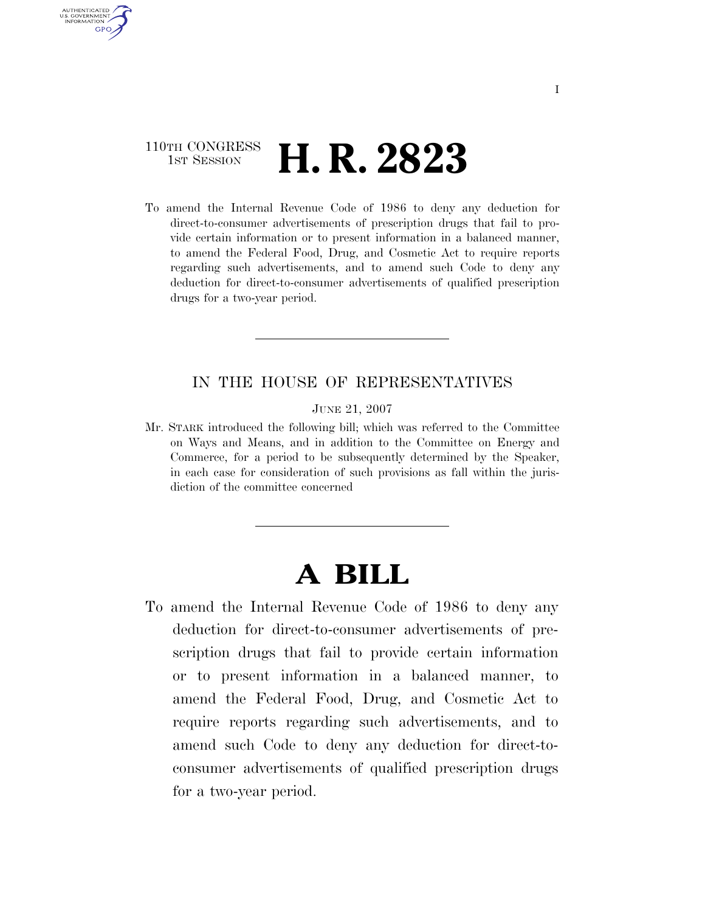110TH CONGRESS
1ST SESSION

# H. R. 2823

To amend the Internal Revenue Code of 1986 to deny any deduction for direct-to-consumer advertisements of prescription drugs that fail to provide certain information or to present information in a balanced manner, to amend the Federal Food, Drug, and Cosmetic Act to require reports regarding such advertisements, and to amend such Code to deny any deduction for direct-to-consumer advertisements of qualified prescription drugs for a two-year period.

---

IN THE HOUSE OF REPRESENTATIVES

JUNE 21, 2007

Mr. STARK introduced the following bill; which was referred to the Committee on Ways and Means, and in addition to the Committee on Energy and Commerce, for a period to be subsequently determined by the Speaker, in each case for consideration of such provisions as fall within the jurisdiction of the committee concerned

---

# A BILL

To amend the Internal Revenue Code of 1986 to deny any deduction for direct-to-consumer advertisements of prescription drugs that fail to provide certain information or to present information in a balanced manner, to amend the Federal Food, Drug, and Cosmetic Act to require reports regarding such advertisements, and to amend such Code to deny any deduction for direct-to-consumer advertisements of qualified prescription drugs for a two-year period.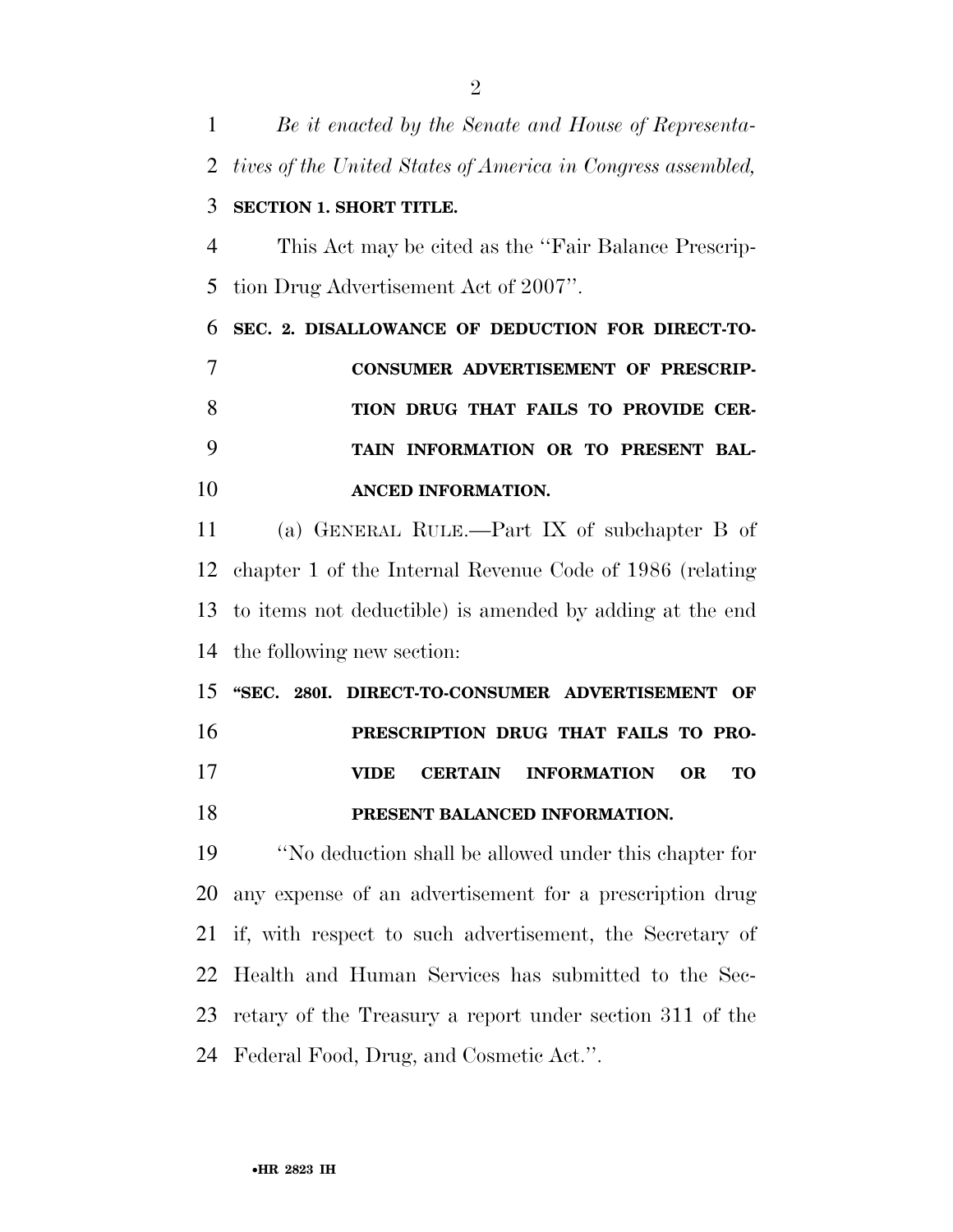*Be it enacted by the Senate and House of Representatives of the United States of America in Congress assembled,*

**SECTION 1. SHORT TITLE.**

This Act may be cited as the ''Fair Balance Prescription Drug Advertisement Act of 2007''.

**SEC. 2. DISALLOWANCE OF DEDUCTION FOR DIRECT-TO-CONSUMER ADVERTISEMENT OF PRESCRIPTION DRUG THAT FAILS TO PROVIDE CERTAIN INFORMATION OR TO PRESENT BALANCED INFORMATION.**

(a) GENERAL RULE.—Part IX of subchapter B of chapter 1 of the Internal Revenue Code of 1986 (relating to items not deductible) is amended by adding at the end the following new section:

**''SEC. 280I. DIRECT-TO-CONSUMER ADVERTISEMENT OF PRESCRIPTION DRUG THAT FAILS TO PROVIDE CERTAIN INFORMATION OR TO PRESENT BALANCED INFORMATION.**

''No deduction shall be allowed under this chapter for any expense of an advertisement for a prescription drug if, with respect to such advertisement, the Secretary of Health and Human Services has submitted to the Secretary of the Treasury a report under section 311 of the Federal Food, Drug, and Cosmetic Act.''.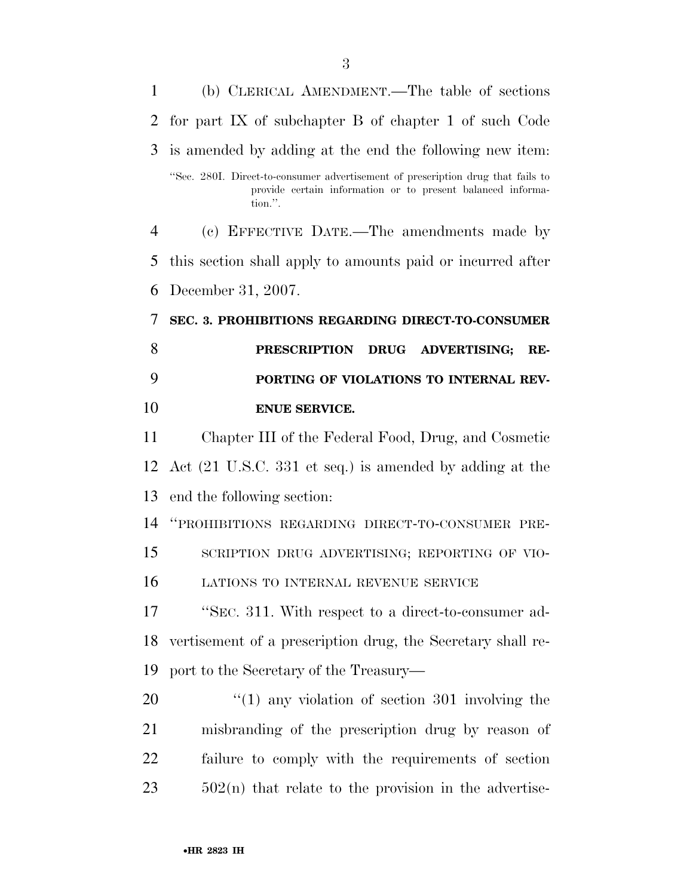(b) CLERICAL AMENDMENT.—The table of sections for part IX of subchapter B of chapter 1 of such Code is amended by adding at the end the following new item:

"Sec. 280I. Direct-to-consumer advertisement of prescription drug that fails to provide certain information or to present balanced information.".

(c) EFFECTIVE DATE.—The amendments made by this section shall apply to amounts paid or incurred after December 31, 2007.

**SEC. 3. PROHIBITIONS REGARDING DIRECT-TO-CONSUMER PRESCRIPTION DRUG ADVERTISING; REPORTING OF VIOLATIONS TO INTERNAL REVENUE SERVICE.**

Chapter III of the Federal Food, Drug, and Cosmetic Act (21 U.S.C. 331 et seq.) is amended by adding at the end the following section:

"PROHIBITIONS REGARDING DIRECT-TO-CONSUMER PRESCRIPTION DRUG ADVERTISING; REPORTING OF VIOLATIONS TO INTERNAL REVENUE SERVICE

"SEC. 311. With respect to a direct-to-consumer advertisement of a prescription drug, the Secretary shall report to the Secretary of the Treasury—

"(1) any violation of section 301 involving the misbranding of the prescription drug by reason of failure to comply with the requirements of section 502(n) that relate to the provision in the advertise-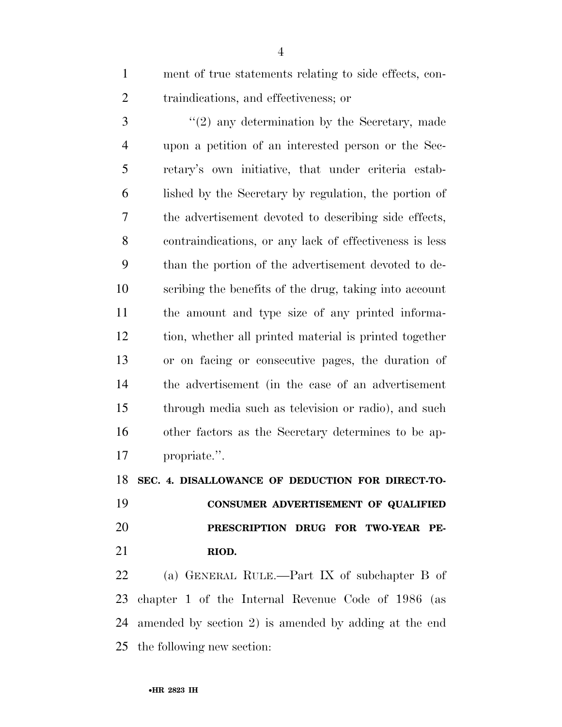ment of true statements relating to side effects, contraindications, and effectiveness; or

"(2) any determination by the Secretary, made upon a petition of an interested person or the Secretary's own initiative, that under criteria established by the Secretary by regulation, the portion of the advertisement devoted to describing side effects, contraindications, or any lack of effectiveness is less than the portion of the advertisement devoted to describing the benefits of the drug, taking into account the amount and type size of any printed information, whether all printed material is printed together or on facing or consecutive pages, the duration of the advertisement (in the case of an advertisement through media such as television or radio), and such other factors as the Secretary determines to be appropriate.".

**SEC. 4. DISALLOWANCE OF DEDUCTION FOR DIRECT-TO-CONSUMER ADVERTISEMENT OF QUALIFIED PRESCRIPTION DRUG FOR TWO-YEAR PERIOD.**

(a) GENERAL RULE.—Part IX of subchapter B of chapter 1 of the Internal Revenue Code of 1986 (as amended by section 2) is amended by adding at the end the following new section: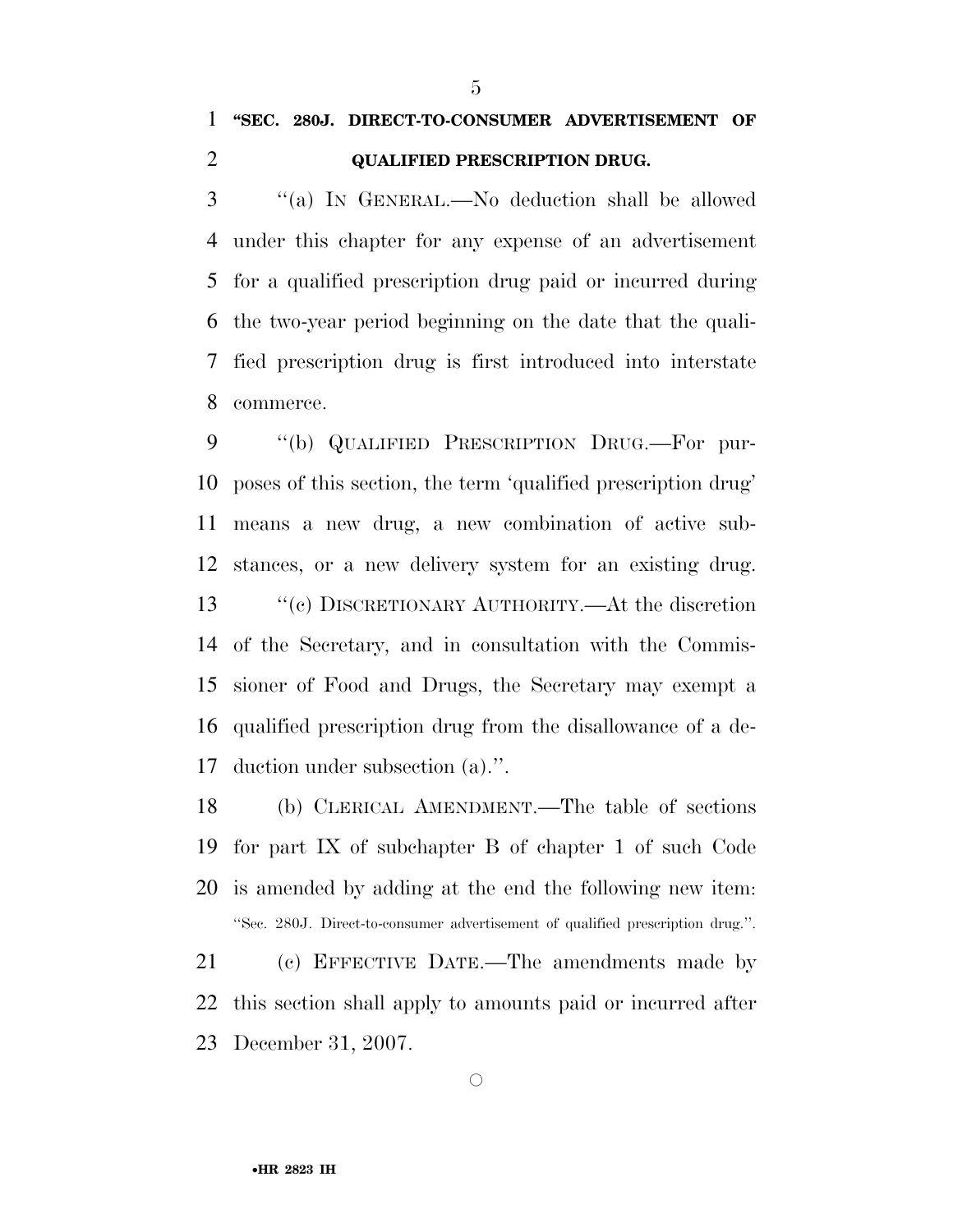**"SEC. 280J. DIRECT-TO-CONSUMER ADVERTISEMENT OF QUALIFIED PRESCRIPTION DRUG.**

"(a) IN GENERAL.—No deduction shall be allowed under this chapter for any expense of an advertisement for a qualified prescription drug paid or incurred during the two-year period beginning on the date that the qualified prescription drug is first introduced into interstate commerce.

"(b) QUALIFIED PRESCRIPTION DRUG.—For purposes of this section, the term 'qualified prescription drug' means a new drug, a new combination of active substances, or a new delivery system for an existing drug.

"(c) DISCRETIONARY AUTHORITY.—At the discretion of the Secretary, and in consultation with the Commissioner of Food and Drugs, the Secretary may exempt a qualified prescription drug from the disallowance of a deduction under subsection (a).".

(b) CLERICAL AMENDMENT.—The table of sections for part IX of subchapter B of chapter 1 of such Code is amended by adding at the end the following new item:

"Sec. 280J. Direct-to-consumer advertisement of qualified prescription drug.".

(c) EFFECTIVE DATE.—The amendments made by this section shall apply to amounts paid or incurred after December 31, 2007.

○